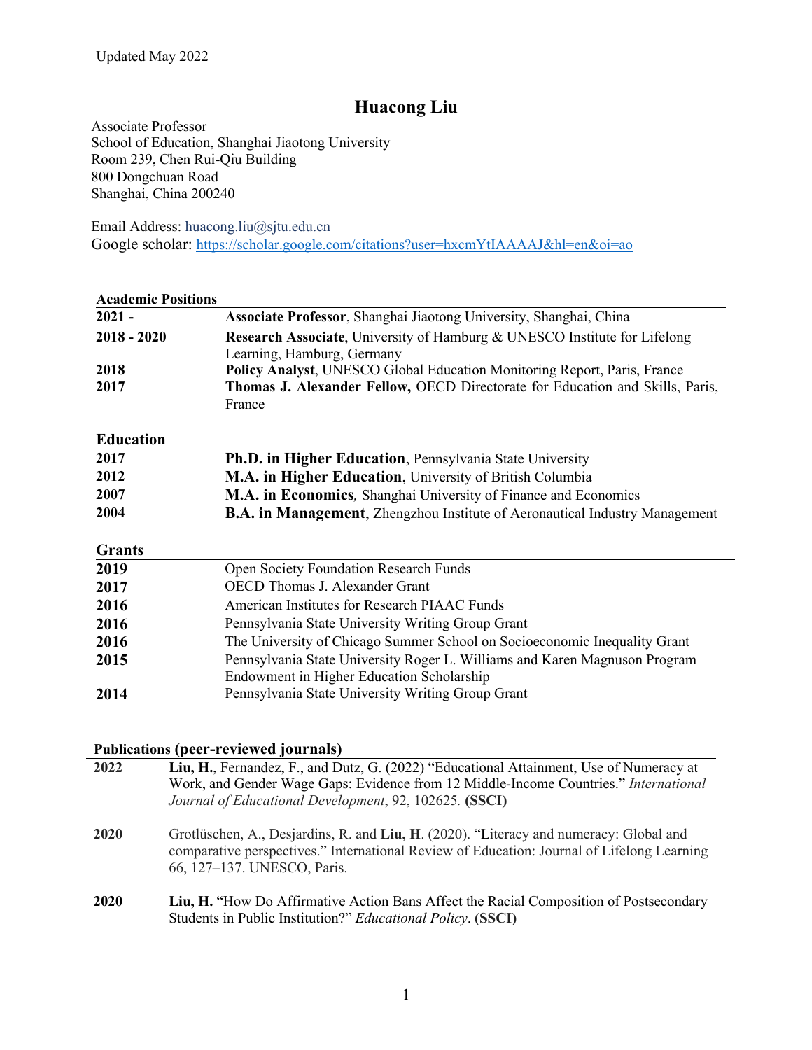Updated May 2022

# Huacong Liu

Associate Professor
School of Education, Shanghai Jiaotong University
Room 239, Chen Rui-Qiu Building
800 Dongchuan Road
Shanghai, China 200240

Email Address: huacong.liu@sjtu.edu.cn
Google scholar: https://scholar.google.com/citations?user=hxcmYtIAAAAJ&hl=en&oi=ao

## Academic Positions

| | |
|---|---|
| **2021 -** | **Associate Professor**, Shanghai Jiaotong University, Shanghai, China |
| **2018 - 2020** | **Research Associate**, University of Hamburg & UNESCO Institute for Lifelong Learning, Hamburg, Germany |
| **2018** | **Policy Analyst**, UNESCO Global Education Monitoring Report, Paris, France |
| **2017** | **Thomas J. Alexander Fellow,** OECD Directorate for Education and Skills, Paris, France |

## Education

| | |
|---|---|
| **2017** | **Ph.D. in Higher Education**, Pennsylvania State University |
| **2012** | **M.A. in Higher Education**, University of British Columbia |
| **2007** | **M.A. in Economics***,* Shanghai University of Finance and Economics |
| **2004** | **B.A. in Management**, Zhengzhou Institute of Aeronautical Industry Management |

## Grants

| | |
|---|---|
| **2019** | Open Society Foundation Research Funds |
| **2017** | OECD Thomas J. Alexander Grant |
| **2016** | American Institutes for Research PIAAC Funds |
| **2016** | Pennsylvania State University Writing Group Grant |
| **2016** | The University of Chicago Summer School on Socioeconomic Inequality Grant |
| **2015** | Pennsylvania State University Roger L. Williams and Karen Magnuson Program Endowment in Higher Education Scholarship |
| **2014** | Pennsylvania State University Writing Group Grant |

## Publications (peer-reviewed journals)

| | |
|---|---|
| **2022** | **Liu, H.**, Fernandez, F., and Dutz, G. (2022) "Educational Attainment, Use of Numeracy at Work, and Gender Wage Gaps: Evidence from 12 Middle-Income Countries." *International Journal of Educational Development*, 92, 102625*.* **(SSCI)** |
| **2020** | Grotlüschen, A., Desjardins, R. and **Liu, H**. (2020). "Literacy and numeracy: Global and comparative perspectives." International Review of Education: Journal of Lifelong Learning 66, 127–137. UNESCO, Paris. |
| **2020** | **Liu, H.** "How Do Affirmative Action Bans Affect the Racial Composition of Postsecondary Students in Public Institution?" *Educational Policy*. **(SSCI)** |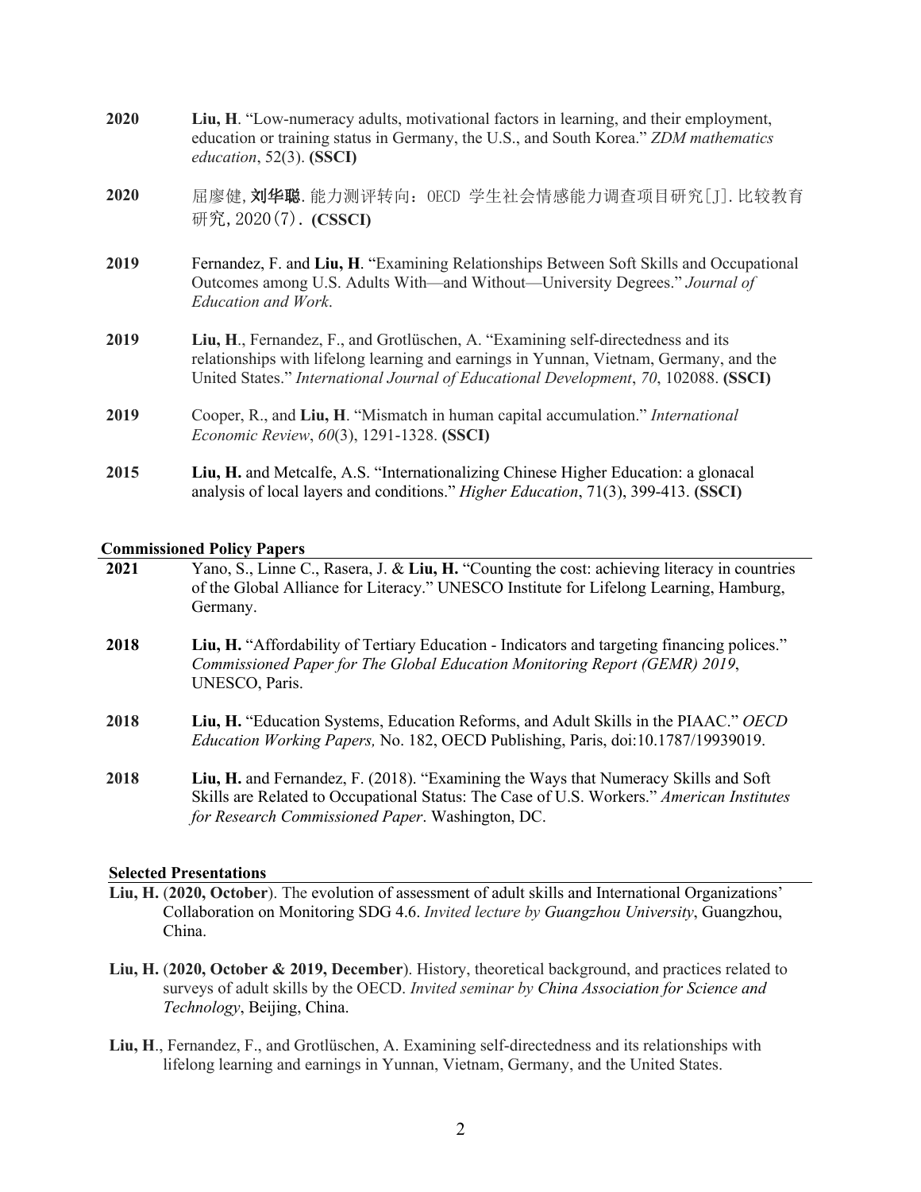**2020** **Liu, H**. "Low-numeracy adults, motivational factors in learning, and their employment, education or training status in Germany, the U.S., and South Korea." *ZDM mathematics education*, 52(3). **(SSCI)**

**2020** 屈廖健, **刘华聪**. 能力测评转向：OECD 学生社会情感能力调查项目研究[J]. 比较教育研究, 2020(7). **(CSSCI)**

**2019** Fernandez, F. and **Liu, H**. "Examining Relationships Between Soft Skills and Occupational Outcomes among U.S. Adults With—and Without—University Degrees." *Journal of Education and Work*.

**2019** **Liu, H**., Fernandez, F., and Grotlüschen, A. "Examining self-directedness and its relationships with lifelong learning and earnings in Yunnan, Vietnam, Germany, and the United States." *International Journal of Educational Development*, *70*, 102088. **(SSCI)**

**2019** Cooper, R., and **Liu, H**. "Mismatch in human capital accumulation." *International Economic Review*, *60*(3), 1291-1328. **(SSCI)**

**2015** **Liu, H.** and Metcalfe, A.S. "Internationalizing Chinese Higher Education: a glonacal analysis of local layers and conditions." *Higher Education*, 71(3), 399-413. **(SSCI)**

**Commissioned Policy Papers**

**2021** Yano, S., Linne C., Rasera, J. & **Liu, H.** "Counting the cost: achieving literacy in countries of the Global Alliance for Literacy." UNESCO Institute for Lifelong Learning, Hamburg, Germany.

**2018** **Liu, H.** "Affordability of Tertiary Education - Indicators and targeting financing polices." *Commissioned Paper for The Global Education Monitoring Report (GEMR) 2019*, UNESCO, Paris.

**2018** **Liu, H.** "Education Systems, Education Reforms, and Adult Skills in the PIAAC." *OECD Education Working Papers,* No. 182, OECD Publishing, Paris, doi:10.1787/19939019.

**2018** **Liu, H.** and Fernandez, F. (2018). "Examining the Ways that Numeracy Skills and Soft Skills are Related to Occupational Status: The Case of U.S. Workers." *American Institutes for Research Commissioned Paper*. Washington, DC.

**Selected Presentations**

**Liu, H.** (**2020, October**). The evolution of assessment of adult skills and International Organizations' Collaboration on Monitoring SDG 4.6. *Invited lecture by Guangzhou University*, Guangzhou, China.

**Liu, H.** (**2020, October & 2019, December**). History, theoretical background, and practices related to surveys of adult skills by the OECD. *Invited seminar by China Association for Science and Technology*, Beijing, China.

**Liu, H**., Fernandez, F., and Grotlüschen, A. Examining self-directedness and its relationships with lifelong learning and earnings in Yunnan, Vietnam, Germany, and the United States.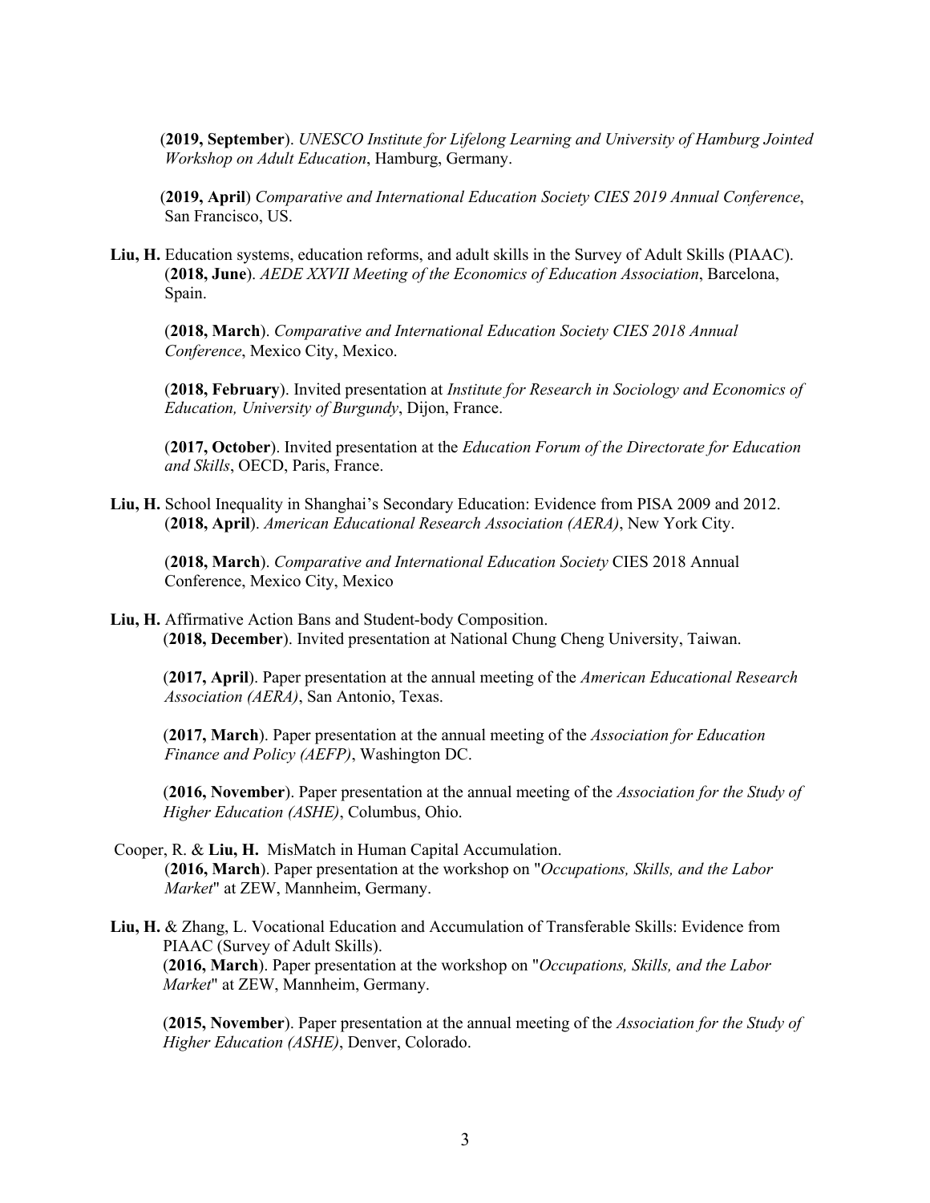(**2019, September**). *UNESCO Institute for Lifelong Learning and University of Hamburg Jointed Workshop on Adult Education*, Hamburg, Germany.

(**2019, April**) *Comparative and International Education Society CIES 2019 Annual Conference*, San Francisco, US.

**Liu, H.** Education systems, education reforms, and adult skills in the Survey of Adult Skills (PIAAC).

(**2018, June**). *AEDE XXVII Meeting of the Economics of Education Association*, Barcelona, Spain.

(**2018, March**). *Comparative and International Education Society CIES 2018 Annual Conference*, Mexico City, Mexico.

(**2018, February**). Invited presentation at *Institute for Research in Sociology and Economics of Education, University of Burgundy*, Dijon, France.

(**2017, October**). Invited presentation at the *Education Forum of the Directorate for Education and Skills*, OECD, Paris, France.

**Liu, H.** School Inequality in Shanghai's Secondary Education: Evidence from PISA 2009 and 2012.

(**2018, April**). *American Educational Research Association (AERA)*, New York City.

(**2018, March**). *Comparative and International Education Society* CIES 2018 Annual Conference, Mexico City, Mexico

**Liu, H.** Affirmative Action Bans and Student-body Composition.

(**2018, December**). Invited presentation at National Chung Cheng University, Taiwan.

(**2017, April**). Paper presentation at the annual meeting of the *American Educational Research Association (AERA)*, San Antonio, Texas.

(**2017, March**). Paper presentation at the annual meeting of the *Association for Education Finance and Policy (AEFP)*, Washington DC.

(**2016, November**). Paper presentation at the annual meeting of the *Association for the Study of Higher Education (ASHE)*, Columbus, Ohio.

Cooper, R. & **Liu, H.** MisMatch in Human Capital Accumulation.

(**2016, March**). Paper presentation at the workshop on "*Occupations, Skills, and the Labor Market*" at ZEW, Mannheim, Germany.

**Liu, H.** & Zhang, L. Vocational Education and Accumulation of Transferable Skills: Evidence from PIAAC (Survey of Adult Skills).

(**2016, March**). Paper presentation at the workshop on "*Occupations, Skills, and the Labor Market*" at ZEW, Mannheim, Germany.

(**2015, November**). Paper presentation at the annual meeting of the *Association for the Study of Higher Education (ASHE)*, Denver, Colorado.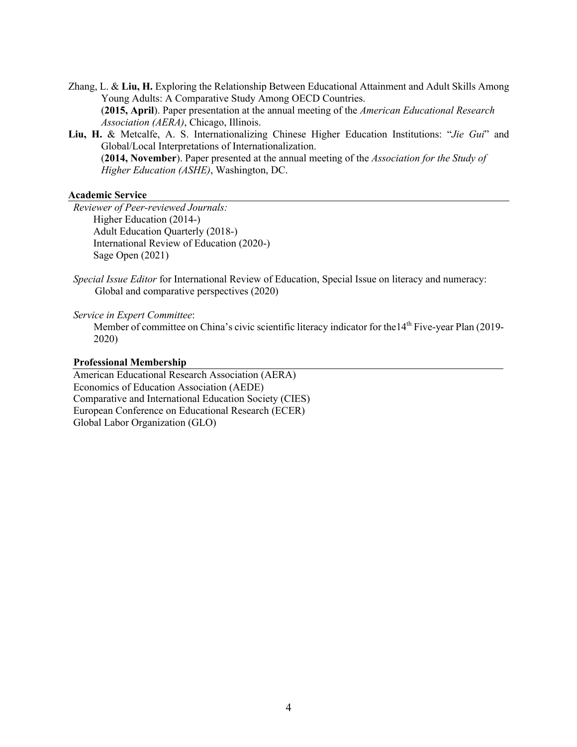Zhang, L. & **Liu, H.** Exploring the Relationship Between Educational Attainment and Adult Skills Among Young Adults: A Comparative Study Among OECD Countries.
(**2015, April**). Paper presentation at the annual meeting of the *American Educational Research Association (AERA)*, Chicago, Illinois.

**Liu, H.** & Metcalfe, A. S. Internationalizing Chinese Higher Education Institutions: "*Jie Gui*" and Global/Local Interpretations of Internationalization.
(**2014, November**). Paper presented at the annual meeting of the *Association for the Study of Higher Education (ASHE)*, Washington, DC.

## Academic Service

*Reviewer of Peer-reviewed Journals:*

- Higher Education (2014-)
- Adult Education Quarterly (2018-)
- International Review of Education (2020-)
- Sage Open (2021)

*Special Issue Editor* for International Review of Education, Special Issue on literacy and numeracy: Global and comparative perspectives (2020)

*Service in Expert Committee*:

Member of committee on China's civic scientific literacy indicator for the14th Five-year Plan (2019-2020)

## Professional Membership

American Educational Research Association (AERA)
Economics of Education Association (AEDE)
Comparative and International Education Society (CIES)
European Conference on Educational Research (ECER)
Global Labor Organization (GLO)